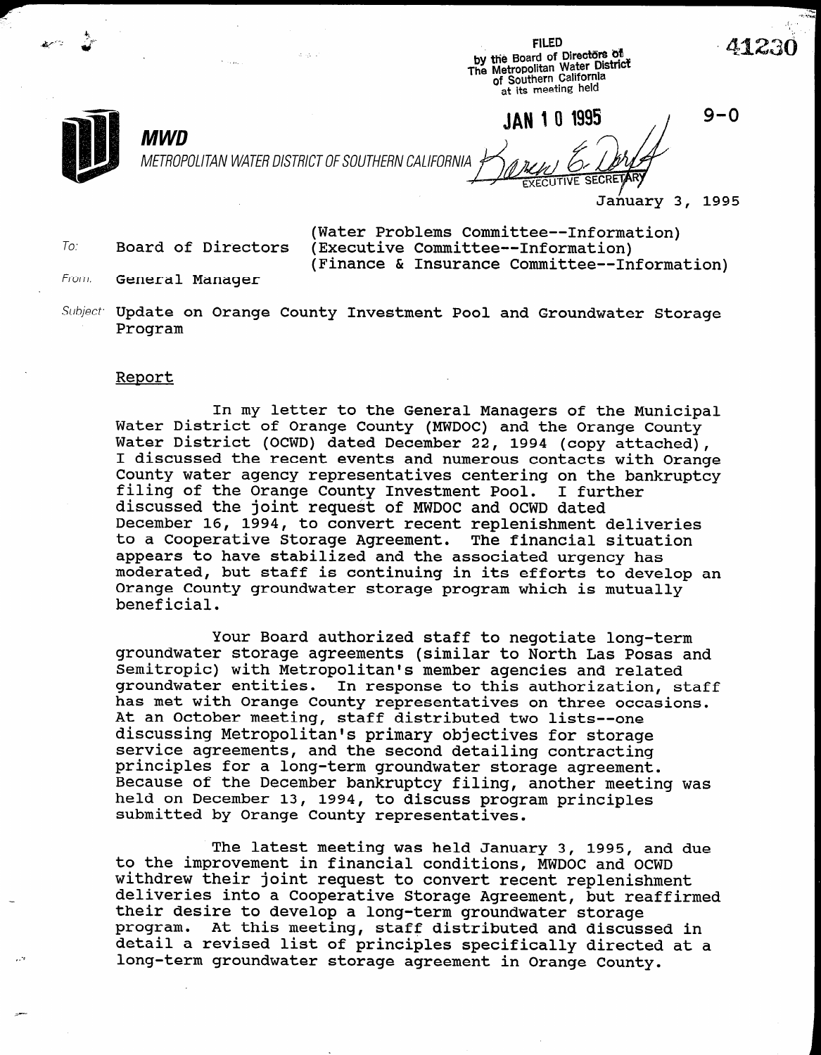FILED
by the Board of Directors of
The Metropolitan Water District
of Southern California
at its meeting held

JAN 10 1995

EXECUTIVE SECRETARY

41230

9-0

**MWD**

*METROPOLITAN WATER DISTRICT OF SOUTHERN CALIFORNIA*

January 3, 1995

To: Board of Directors (Water Problems Committee--Information)
(Executive Committee--Information)
(Finance & Insurance Committee--Information)

From: General Manager

Subject: Update on Orange County Investment Pool and Groundwater Storage Program

## Report

In my letter to the General Managers of the Municipal Water District of Orange County (MWDOC) and the Orange County Water District (OCWD) dated December 22, 1994 (copy attached), I discussed the recent events and numerous contacts with Orange County water agency representatives centering on the bankruptcy filing of the Orange County Investment Pool. I further discussed the joint request of MWDOC and OCWD dated December 16, 1994, to convert recent replenishment deliveries to a Cooperative Storage Agreement. The financial situation appears to have stabilized and the associated urgency has moderated, but staff is continuing in its efforts to develop an Orange County groundwater storage program which is mutually beneficial.

Your Board authorized staff to negotiate long-term groundwater storage agreements (similar to North Las Posas and Semitropic) with Metropolitan's member agencies and related groundwater entities. In response to this authorization, staff has met with Orange County representatives on three occasions. At an October meeting, staff distributed two lists--one discussing Metropolitan's primary objectives for storage service agreements, and the second detailing contracting principles for a long-term groundwater storage agreement. Because of the December bankruptcy filing, another meeting was held on December 13, 1994, to discuss program principles submitted by Orange County representatives.

The latest meeting was held January 3, 1995, and due to the improvement in financial conditions, MWDOC and OCWD withdrew their joint request to convert recent replenishment deliveries into a Cooperative Storage Agreement, but reaffirmed their desire to develop a long-term groundwater storage program. At this meeting, staff distributed and discussed in detail a revised list of principles specifically directed at a long-term groundwater storage agreement in Orange County.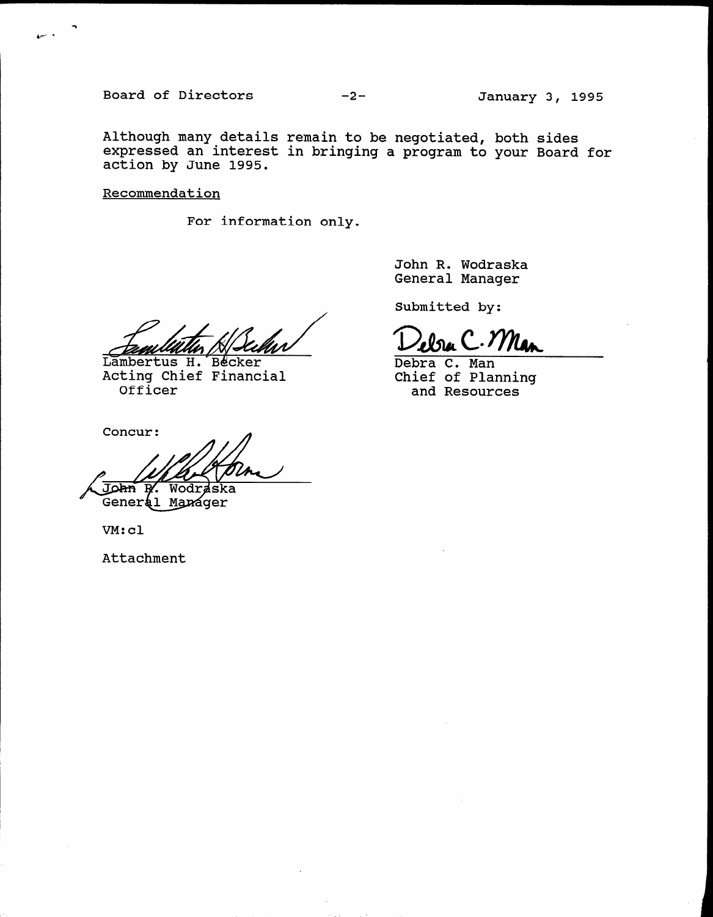Although many details remain to be negotiated, both sides expressed an interest in bringing a program to your Board for action by June 1995.

Recommendation

For information only.

John R. Wodraska
General Manager

Submitted by:

Lambertus H. Becker
Acting Chief Financial Officer

Debra C. Man
Chief of Planning and Resources

Concur:

John R. Wodraska
General Manager

VM:cl

Attachment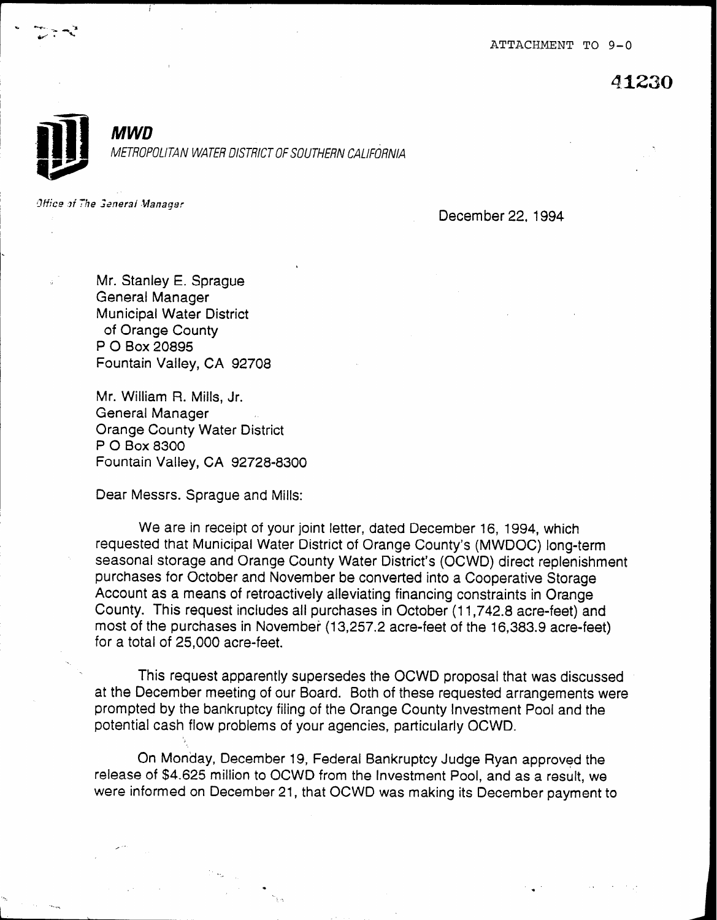ATTACHMENT TO 9-0

41230

**MWD**

*METROPOLITAN WATER DISTRICT OF SOUTHERN CALIFORNIA*

*Office of The General Manager*

December 22, 1994

Mr. Stanley E. Sprague
General Manager
Municipal Water District
of Orange County
P O Box 20895
Fountain Valley, CA 92708

Mr. William R. Mills, Jr.
General Manager
Orange County Water District
P O Box 8300
Fountain Valley, CA 92728-8300

Dear Messrs. Sprague and Mills:

We are in receipt of your joint letter, dated December 16, 1994, which requested that Municipal Water District of Orange County's (MWDOC) long-term seasonal storage and Orange County Water District's (OCWD) direct replenishment purchases for October and November be converted into a Cooperative Storage Account as a means of retroactively alleviating financing constraints in Orange County. This request includes all purchases in October (11,742.8 acre-feet) and most of the purchases in November (13,257.2 acre-feet of the 16,383.9 acre-feet) for a total of 25,000 acre-feet.

This request apparently supersedes the OCWD proposal that was discussed at the December meeting of our Board. Both of these requested arrangements were prompted by the bankruptcy filing of the Orange County Investment Pool and the potential cash flow problems of your agencies, particularly OCWD.

On Monday, December 19, Federal Bankruptcy Judge Ryan approved the release of $4.625 million to OCWD from the Investment Pool, and as a result, we were informed on December 21, that OCWD was making its December payment to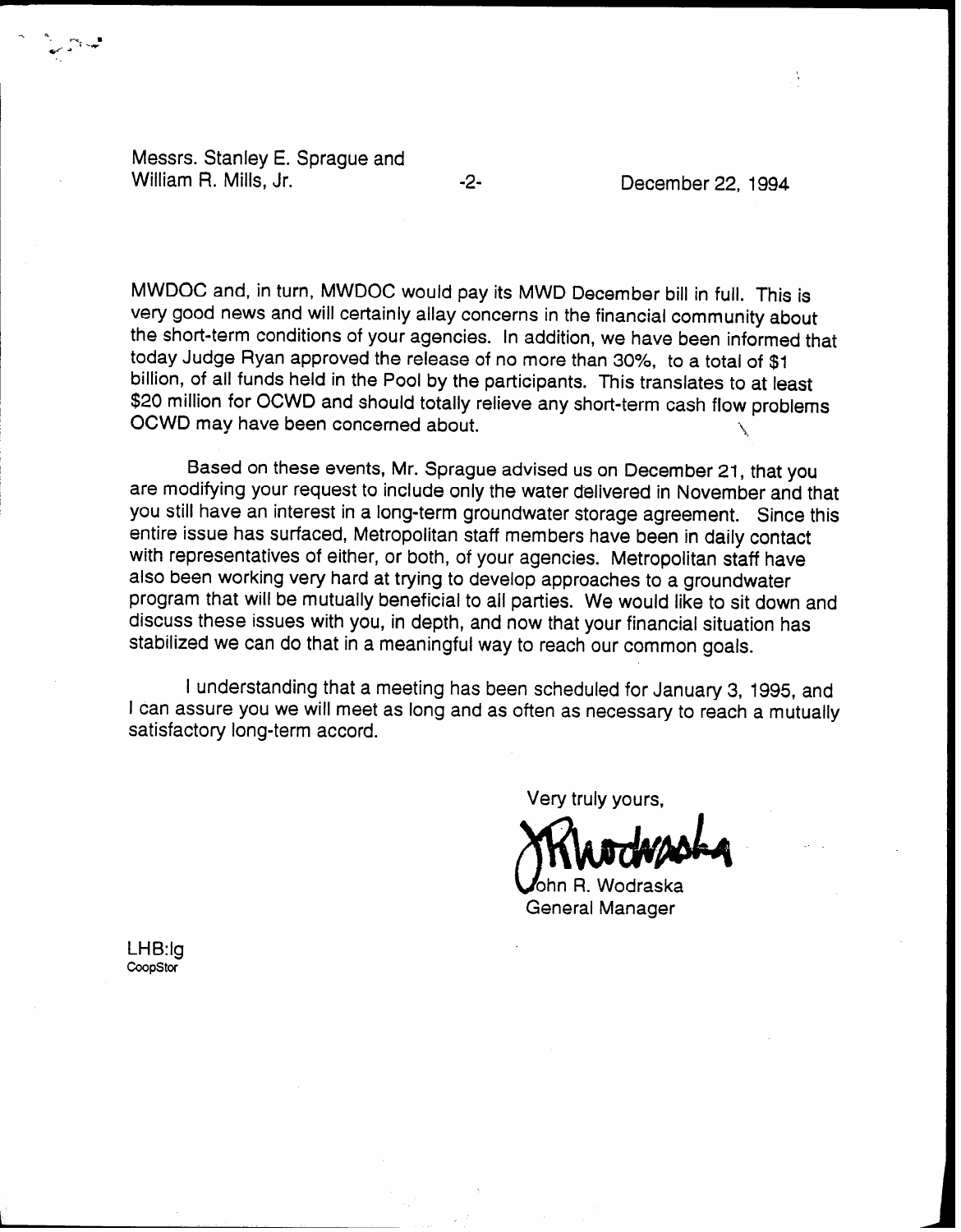Messrs. Stanley E. Sprague and
William R. Mills, Jr. -2- December 22, 1994

MWDOC and, in turn, MWDOC would pay its MWD December bill in full. This is very good news and will certainly allay concerns in the financial community about the short-term conditions of your agencies. In addition, we have been informed that today Judge Ryan approved the release of no more than 30%, to a total of $1 billion, of all funds held in the Pool by the participants. This translates to at least $20 million for OCWD and should totally relieve any short-term cash flow problems OCWD may have been concerned about.

Based on these events, Mr. Sprague advised us on December 21, that you are modifying your request to include only the water delivered in November and that you still have an interest in a long-term groundwater storage agreement. Since this entire issue has surfaced, Metropolitan staff members have been in daily contact with representatives of either, or both, of your agencies. Metropolitan staff have also been working very hard at trying to develop approaches to a groundwater program that will be mutually beneficial to all parties. We would like to sit down and discuss these issues with you, in depth, and now that your financial situation has stabilized we can do that in a meaningful way to reach our common goals.

I understanding that a meeting has been scheduled for January 3, 1995, and I can assure you we will meet as long and as often as necessary to reach a mutually satisfactory long-term accord.

Very truly yours,

John R. Wodraska
General Manager

LHB:lg
CoopStor